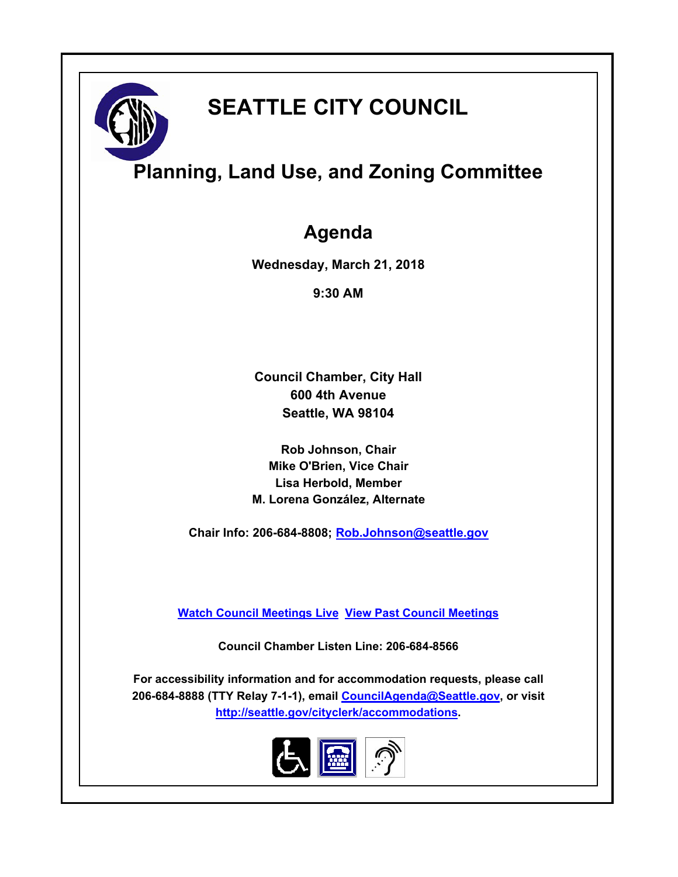# SEATTLE CITY COUNCIL

## Planning, Land Use, and Zoning Committee

## Agenda

**Wednesday, March 21, 2018**

**9:30 AM**

**Council Chamber, City Hall**
**600 4th Avenue**
**Seattle, WA 98104**

**Rob Johnson, Chair**
**Mike O'Brien, Vice Chair**
**Lisa Herbold, Member**
**M. Lorena González, Alternate**

**Chair Info: 206-684-8808; Rob.Johnson@seattle.gov**

**Watch Council Meetings Live  View Past Council Meetings**

**Council Chamber Listen Line: 206-684-8566**

**For accessibility information and for accommodation requests, please call 206-684-8888 (TTY Relay 7-1-1), email CouncilAgenda@Seattle.gov, or visit http://seattle.gov/cityclerk/accommodations.**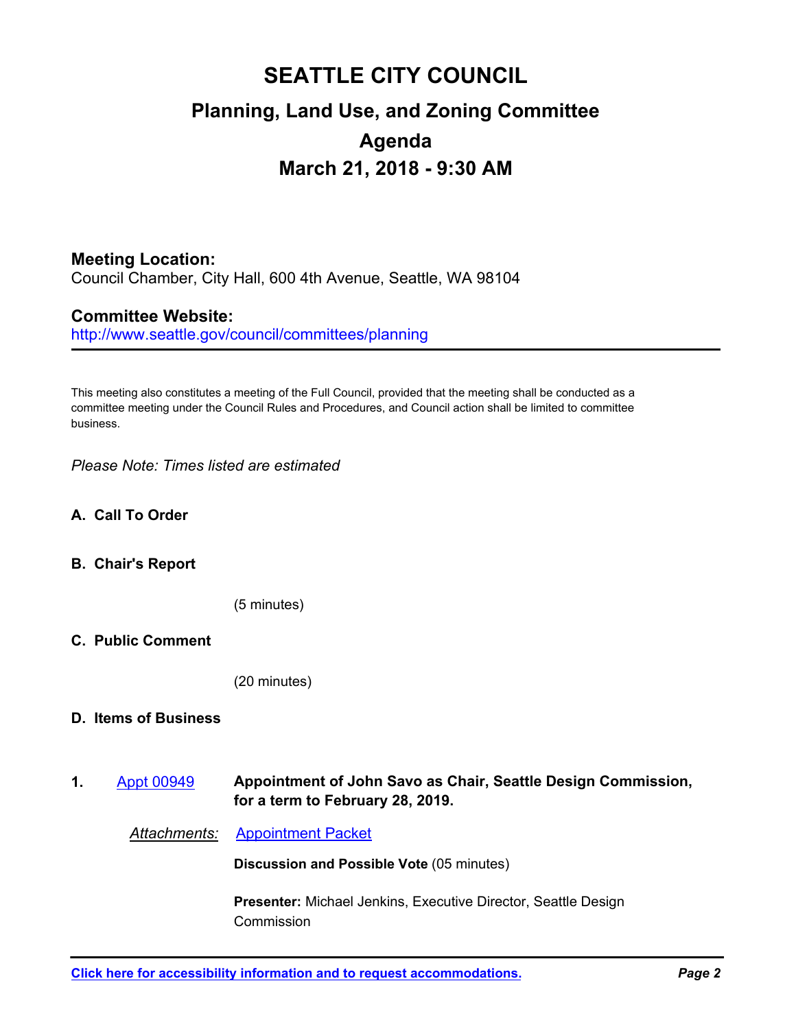# SEATTLE CITY COUNCIL

## Planning, Land Use, and Zoning Committee

## Agenda

## March 21, 2018 - 9:30 AM

### Meeting Location:

Council Chamber, City Hall, 600 4th Avenue, Seattle, WA 98104

### Committee Website:

http://www.seattle.gov/council/committees/planning

---

This meeting also constitutes a meeting of the Full Council, provided that the meeting shall be conducted as a committee meeting under the Council Rules and Procedures, and Council action shall be limited to committee business.

*Please Note: Times listed are estimated*

**A. Call To Order**

**B. Chair's Report**

(5 minutes)

**C. Public Comment**

(20 minutes)

**D. Items of Business**

**1.** Appt 00949 **Appointment of John Savo as Chair, Seattle Design Commission, for a term to February 28, 2019.**

*Attachments:* Appointment Packet

**Discussion and Possible Vote** (05 minutes)

**Presenter:** Michael Jenkins, Executive Director, Seattle Design Commission

---

**Click here for accessibility information and to request accommodations.**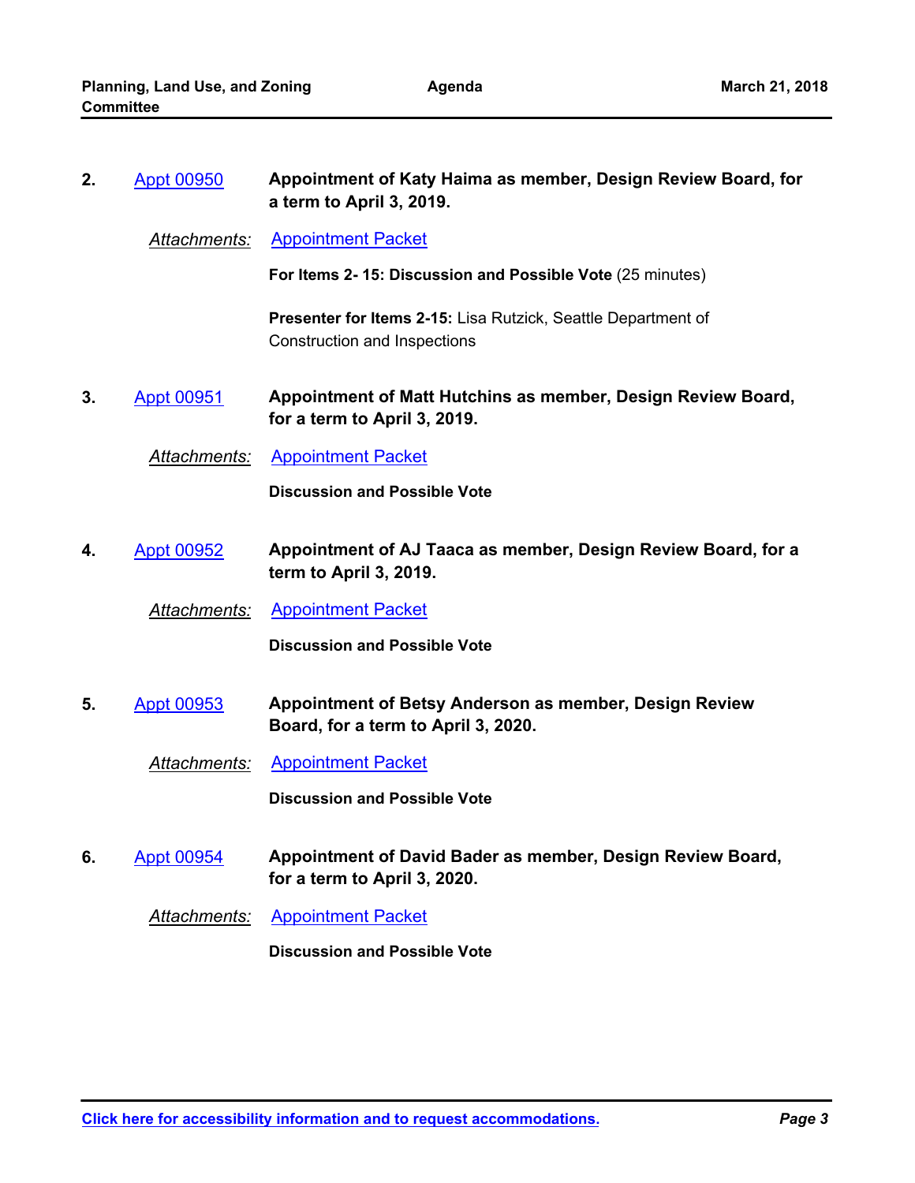**2.** Appt 00950 **Appointment of Katy Haima as member, Design Review Board, for a term to April 3, 2019.**

*Attachments:* Appointment Packet

**For Items 2- 15: Discussion and Possible Vote** (25 minutes)

**Presenter for Items 2-15:** Lisa Rutzick, Seattle Department of Construction and Inspections

**3.** Appt 00951 **Appointment of Matt Hutchins as member, Design Review Board, for a term to April 3, 2019.**

*Attachments:* Appointment Packet

**Discussion and Possible Vote**

**4.** Appt 00952 **Appointment of AJ Taaca as member, Design Review Board, for a term to April 3, 2019.**

*Attachments:* Appointment Packet

**Discussion and Possible Vote**

**5.** Appt 00953 **Appointment of Betsy Anderson as member, Design Review Board, for a term to April 3, 2020.**

*Attachments:* Appointment Packet

**Discussion and Possible Vote**

**6.** Appt 00954 **Appointment of David Bader as member, Design Review Board, for a term to April 3, 2020.**

*Attachments:* Appointment Packet

**Discussion and Possible Vote**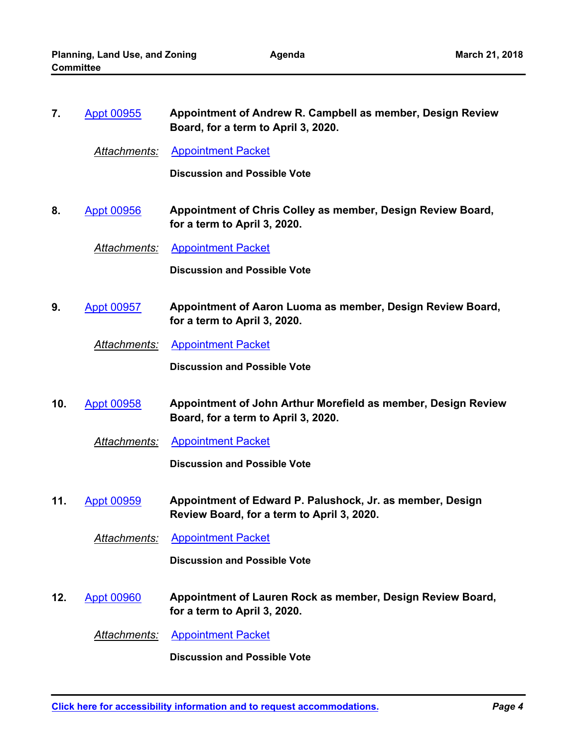**7.** Appt 00955 **Appointment of Andrew R. Campbell as member, Design Review Board, for a term to April 3, 2020.**

*Attachments:* Appointment Packet

**Discussion and Possible Vote**

**8.** Appt 00956 **Appointment of Chris Colley as member, Design Review Board, for a term to April 3, 2020.**

*Attachments:* Appointment Packet

**Discussion and Possible Vote**

**9.** Appt 00957 **Appointment of Aaron Luoma as member, Design Review Board, for a term to April 3, 2020.**

*Attachments:* Appointment Packet

**Discussion and Possible Vote**

**10.** Appt 00958 **Appointment of John Arthur Morefield as member, Design Review Board, for a term to April 3, 2020.**

*Attachments:* Appointment Packet

**Discussion and Possible Vote**

**11.** Appt 00959 **Appointment of Edward P. Palushock, Jr. as member, Design Review Board, for a term to April 3, 2020.**

*Attachments:* Appointment Packet

**Discussion and Possible Vote**

**12.** Appt 00960 **Appointment of Lauren Rock as member, Design Review Board, for a term to April 3, 2020.**

*Attachments:* Appointment Packet

**Discussion and Possible Vote**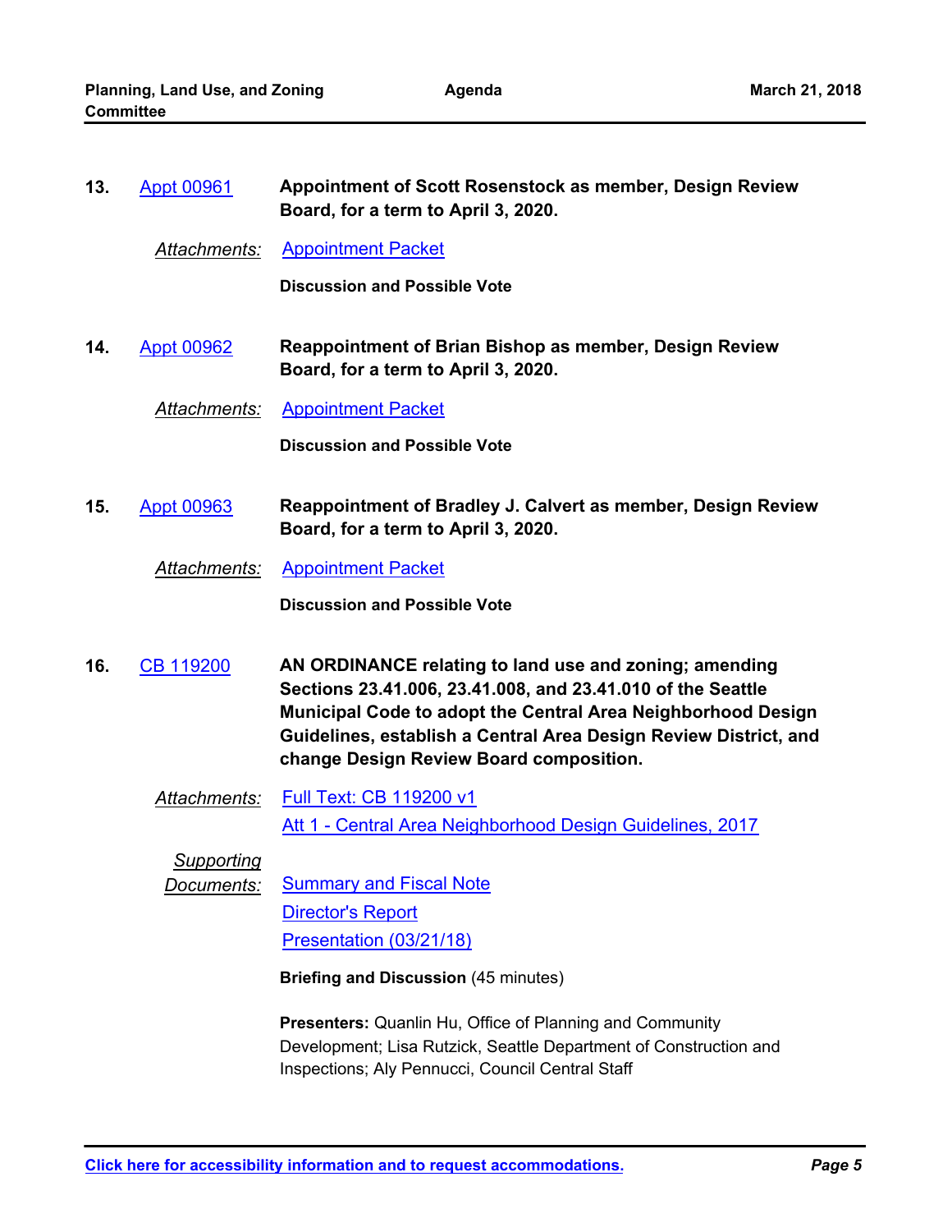**13.** Appt 00961 **Appointment of Scott Rosenstock as member, Design Review Board, for a term to April 3, 2020.**

*Attachments:* Appointment Packet

**Discussion and Possible Vote**

**14.** Appt 00962 **Reappointment of Brian Bishop as member, Design Review Board, for a term to April 3, 2020.**

*Attachments:* Appointment Packet

**Discussion and Possible Vote**

**15.** Appt 00963 **Reappointment of Bradley J. Calvert as member, Design Review Board, for a term to April 3, 2020.**

*Attachments:* Appointment Packet

**Discussion and Possible Vote**

**16.** CB 119200 **AN ORDINANCE relating to land use and zoning; amending Sections 23.41.006, 23.41.008, and 23.41.010 of the Seattle Municipal Code to adopt the Central Area Neighborhood Design Guidelines, establish a Central Area Design Review District, and change Design Review Board composition.**

*Attachments:* Full Text: CB 119200 v1
Att 1 - Central Area Neighborhood Design Guidelines, 2017

*Supporting Documents:* Summary and Fiscal Note
Director's Report
Presentation (03/21/18)

**Briefing and Discussion** (45 minutes)

**Presenters:** Quanlin Hu, Office of Planning and Community Development; Lisa Rutzick, Seattle Department of Construction and Inspections; Aly Pennucci, Council Central Staff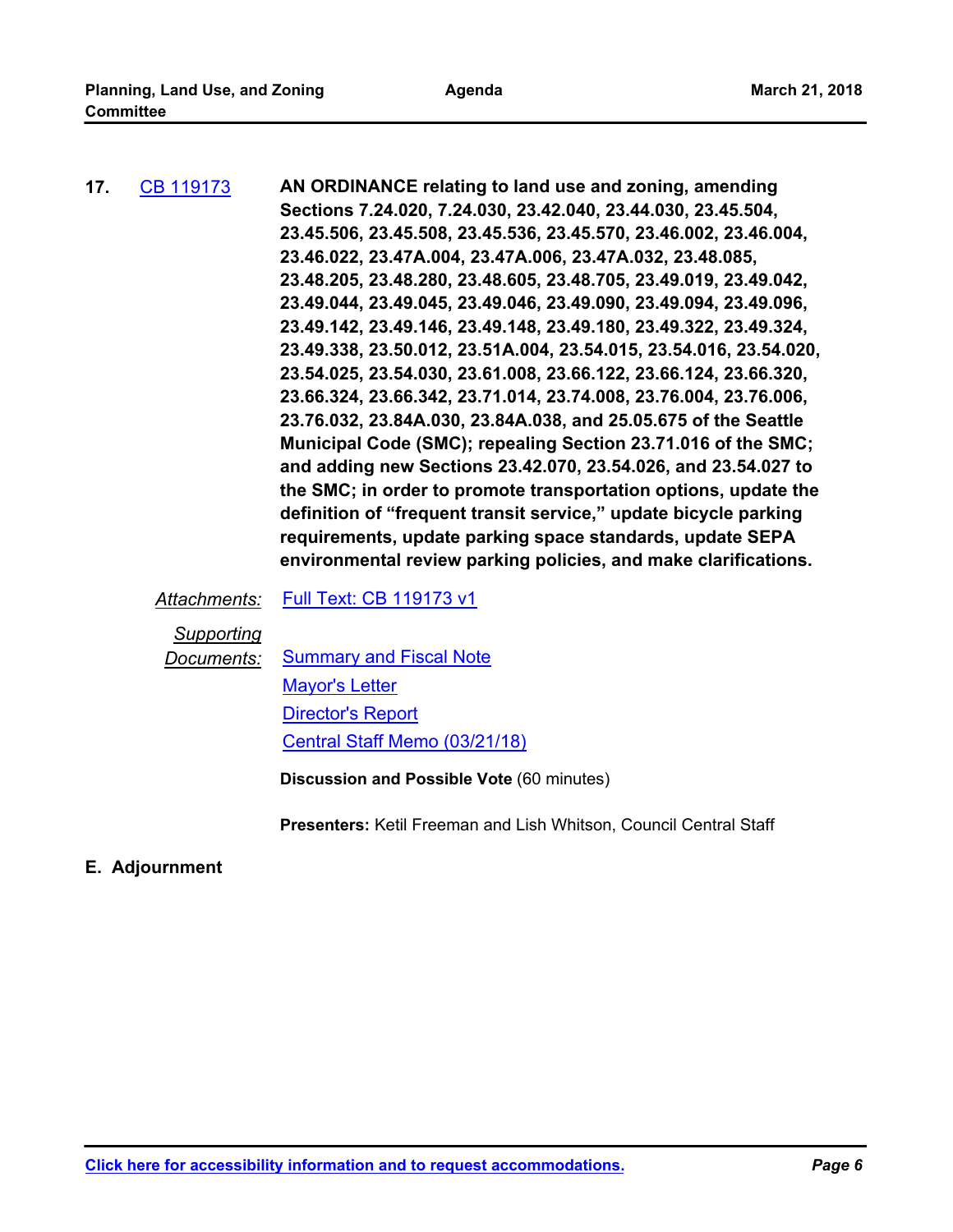**17.** CB 119173 **AN ORDINANCE relating to land use and zoning, amending Sections 7.24.020, 7.24.030, 23.42.040, 23.44.030, 23.45.504, 23.45.506, 23.45.508, 23.45.536, 23.45.570, 23.46.002, 23.46.004, 23.46.022, 23.47A.004, 23.47A.006, 23.47A.032, 23.48.085, 23.48.205, 23.48.280, 23.48.605, 23.48.705, 23.49.019, 23.49.042, 23.49.044, 23.49.045, 23.49.046, 23.49.090, 23.49.094, 23.49.096, 23.49.142, 23.49.146, 23.49.148, 23.49.180, 23.49.322, 23.49.324, 23.49.338, 23.50.012, 23.51A.004, 23.54.015, 23.54.016, 23.54.020, 23.54.025, 23.54.030, 23.61.008, 23.66.122, 23.66.124, 23.66.320, 23.66.324, 23.66.342, 23.71.014, 23.74.008, 23.76.004, 23.76.006, 23.76.032, 23.84A.030, 23.84A.038, and 25.05.675 of the Seattle Municipal Code (SMC); repealing Section 23.71.016 of the SMC; and adding new Sections 23.42.070, 23.54.026, and 23.54.027 to the SMC; in order to promote transportation options, update the definition of "frequent transit service," update bicycle parking requirements, update parking space standards, update SEPA environmental review parking policies, and make clarifications.**

*Attachments:* Full Text: CB 119173 v1

*Supporting Documents:* Summary and Fiscal Note
Mayor's Letter
Director's Report
Central Staff Memo (03/21/18)

**Discussion and Possible Vote** (60 minutes)

**Presenters:** Ketil Freeman and Lish Whitson, Council Central Staff

**E. Adjournment**

**Click here for accessibility information and to request accommodations.**